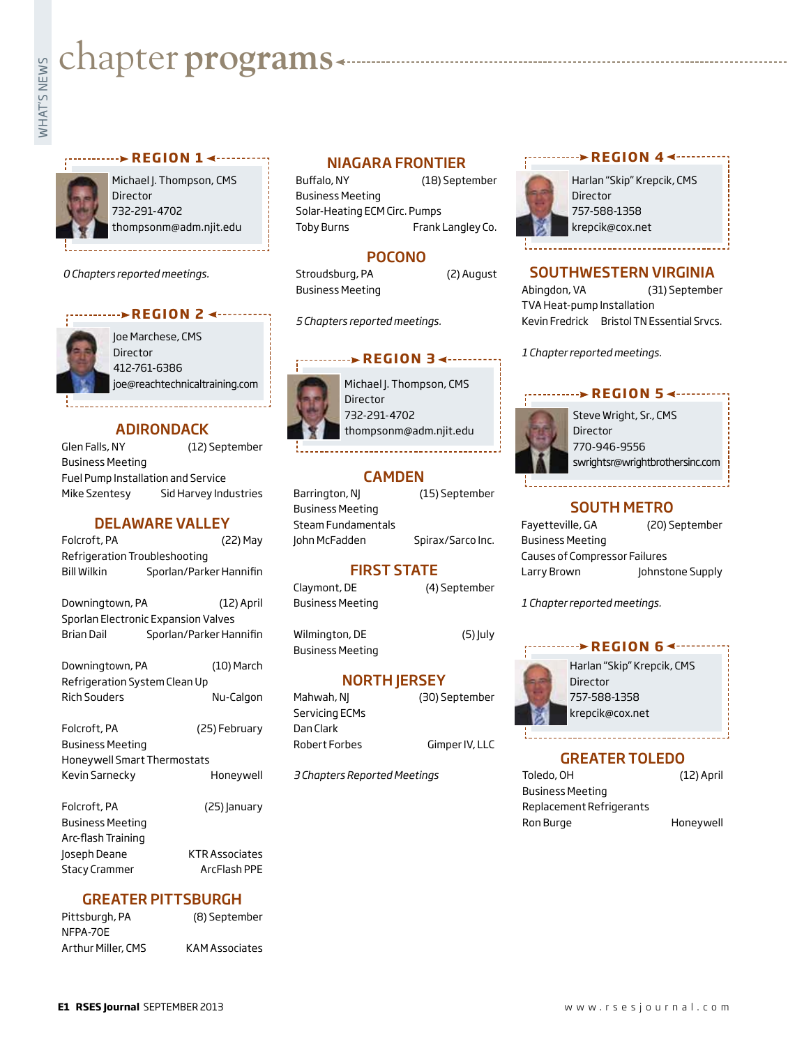# chapter programs

## REGION 1

Michael J. Thompson, CMS
Director
732-291-4702
thompsonm@adm.njit.edu

*0 Chapters reported meetings.*

## REGION 2

Joe Marchese, CMS
Director
412-761-6386
joe@reachtechnicaltraining.com

### ADIRONDACK

Glen Falls, NY (12) September
Business Meeting
Fuel Pump Installation and Service
Mike Szentesy — Sid Harvey Industries

### DELAWARE VALLEY

Folcroft, PA (22) May
Refrigeration Troubleshooting
Bill Wilkin — Sporlan/Parker Hannifin

Downingtown, PA (12) April
Sporlan Electronic Expansion Valves
Brian Dail — Sporlan/Parker Hannifin

Downingtown, PA (10) March
Refrigeration System Clean Up
Rich Souders — Nu-Calgon

Folcroft, PA (25) February
Business Meeting
Honeywell Smart Thermostats
Kevin Sarnecky — Honeywell

Folcroft, PA (25) January
Business Meeting
Arc-flash Training
Joseph Deane — KTR Associates
Stacy Crammer — ArcFlash PPE

### GREATER PITTSBURGH

Pittsburgh, PA (8) September
NFPA-70E
Arthur Miller, CMS — KAM Associates

### NIAGARA FRONTIER

Buffalo, NY (18) September
Business Meeting
Solar-Heating ECM Circ. Pumps
Toby Burns — Frank Langley Co.

### POCONO

Stroudsburg, PA (2) August
Business Meeting

*5 Chapters reported meetings.*

## REGION 3

Michael J. Thompson, CMS
Director
732-291-4702
thompsonm@adm.njit.edu

### CAMDEN

Barrington, NJ (15) September
Business Meeting
Steam Fundamentals
John McFadden — Spirax/Sarco Inc.

### FIRST STATE

Claymont, DE (4) September
Business Meeting

Wilmington, DE (5) July
Business Meeting

### NORTH JERSEY

Mahwah, NJ (30) September
Servicing ECMs
Dan Clark
Robert Forbes — Gimper IV, LLC

*3 Chapters Reported Meetings*

## REGION 4

Harlan "Skip" Krepcik, CMS
Director
757-588-1358
krepcik@cox.net

### SOUTHWESTERN VIRGINIA

Abingdon, VA (31) September
TVA Heat-pump Installation
Kevin Fredrick — Bristol TN Essential Srvcs.

*1 Chapter reported meetings.*

## REGION 5

Steve Wright, Sr., CMS
Director
770-946-9556
swrightsr@wrightbrothersinc.com

### SOUTH METRO

Fayetteville, GA (20) September
Business Meeting
Causes of Compressor Failures
Larry Brown — Johnstone Supply

*1 Chapter reported meetings.*

## REGION 6

Harlan "Skip" Krepcik, CMS
Director
757-588-1358
krepcik@cox.net

### GREATER TOLEDO

Toledo, OH (12) April
Business Meeting
Replacement Refrigerants
Ron Burge — Honeywell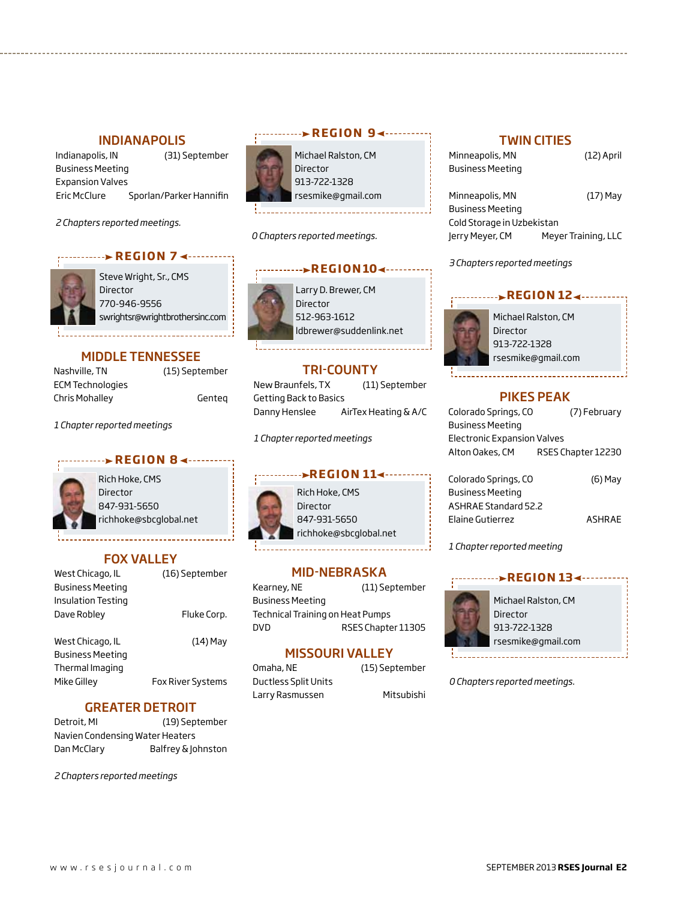## INDIANAPOLIS

Indianapolis, IN (31) September
Business Meeting
Expansion Valves
Eric McClure Sporlan/Parker Hannifin

*2 Chapters reported meetings.*

## REGION 7

Steve Wright, Sr., CMS
Director
770-946-9556
swrightsr@wrightbrothersinc.com

## MIDDLE TENNESSEE

Nashville, TN (15) September
ECM Technologies
Chris Mohalley Genteq

*1 Chapter reported meetings*

## REGION 8

Rich Hoke, CMS
Director
847-931-5650
richhoke@sbcglobal.net

## FOX VALLEY

West Chicago, IL (16) September
Business Meeting
Insulation Testing
Dave Robley Fluke Corp.

West Chicago, IL (14) May
Business Meeting
Thermal Imaging
Mike Gilley Fox River Systems

## GREATER DETROIT

Detroit, MI (19) September
Navien Condensing Water Heaters
Dan McClary Balfrey & Johnston

*2 Chapters reported meetings*

## REGION 9

Michael Ralston, CM
Director
913-722-1328
rsesmike@gmail.com

*0 Chapters reported meetings.*

## REGION 10

Larry D. Brewer, CM
Director
512-963-1612
ldbrewer@suddenlink.net

## TRI-COUNTY

New Braunfels, TX (11) September
Getting Back to Basics
Danny Henslee AirTex Heating & A/C

*1 Chapter reported meetings*

## REGION 11

Rich Hoke, CMS
Director
847-931-5650
richhoke@sbcglobal.net

## MID-NEBRASKA

Kearney, NE (11) September
Business Meeting
Technical Training on Heat Pumps
DVD RSES Chapter 11305

## MISSOURI VALLEY

Omaha, NE (15) September
Ductless Split Units
Larry Rasmussen Mitsubishi

## TWIN CITIES

Minneapolis, MN (12) April
Business Meeting

Minneapolis, MN (17) May
Business Meeting
Cold Storage in Uzbekistan
Jerry Meyer, CM Meyer Training, LLC

*3 Chapters reported meetings*

## REGION 12

Michael Ralston, CM
Director
913-722-1328
rsesmike@gmail.com

## PIKES PEAK

Colorado Springs, CO (7) February
Business Meeting
Electronic Expansion Valves
Alton Oakes, CM RSES Chapter 12230

Colorado Springs, CO (6) May
Business Meeting
ASHRAE Standard 52.2
Elaine Gutierrez ASHRAE

*1 Chapter reported meeting*

## REGION 13

Michael Ralston, CM
Director
913-722-1328
rsesmike@gmail.com

*0 Chapters reported meetings.*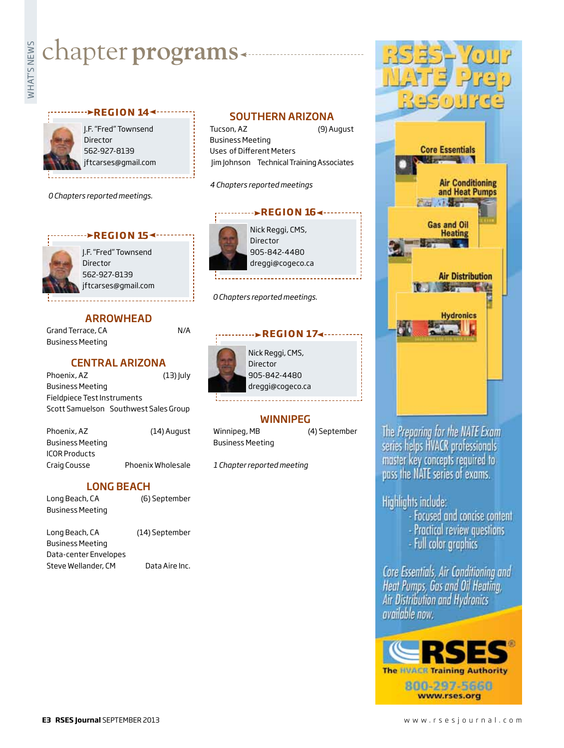# chapter programs

## REGION 14

J.F. "Fred" Townsend
Director
562-927-8139
jftcarses@gmail.com

*0 Chapters reported meetings.*

## REGION 15

J.F. "Fred" Townsend
Director
562-927-8139
jftcarses@gmail.com

### ARROWHEAD

Grand Terrace, CA — N/A
Business Meeting

### CENTRAL ARIZONA

Phoenix, AZ — (13) July
Business Meeting
Fieldpiece Test Instruments
Scott Samuelson — Southwest Sales Group

Phoenix, AZ — (14) August
Business Meeting
ICOR Products
Craig Cousse — Phoenix Wholesale

### LONG BEACH

Long Beach, CA — (6) September
Business Meeting

Long Beach, CA — (14) September
Business Meeting
Data-center Envelopes
Steve Wellander, CM — Data Aire Inc.

### SOUTHERN ARIZONA

Tucson, AZ — (9) August
Business Meeting
Uses of Different Meters
Jim Johnson — Technical Training Associates

*4 Chapters reported meetings*

## REGION 16

Nick Reggi, CMS,
Director
905-842-4480
dreggi@cogeco.ca

*0 Chapters reported meetings.*

## REGION 17

Nick Reggi, CMS,
Director
905-842-4480
dreggi@cogeco.ca

### WINNIPEG

Winnipeg, MB — (4) September
Business Meeting

*1 Chapter reported meeting*

---

**RSES–Your NATE Prep Resource**

Core Essentials
Air Conditioning and Heat Pumps
Gas and Oil Heating
Air Distribution
Hydronics

The *Preparing for the NATE Exam* series helps HVACR professionals master key concepts required to pass the NATE series of exams.

Highlights include:
- Focused and concise content
- Practical review questions
- Full color graphics

*Core Essentials, Air Conditioning and Heat Pumps, Gas and Oil Heating, Air Distribution and Hydronics available now.*

RSES® The HVACR Training Authority
800-297-5660
www.rses.org